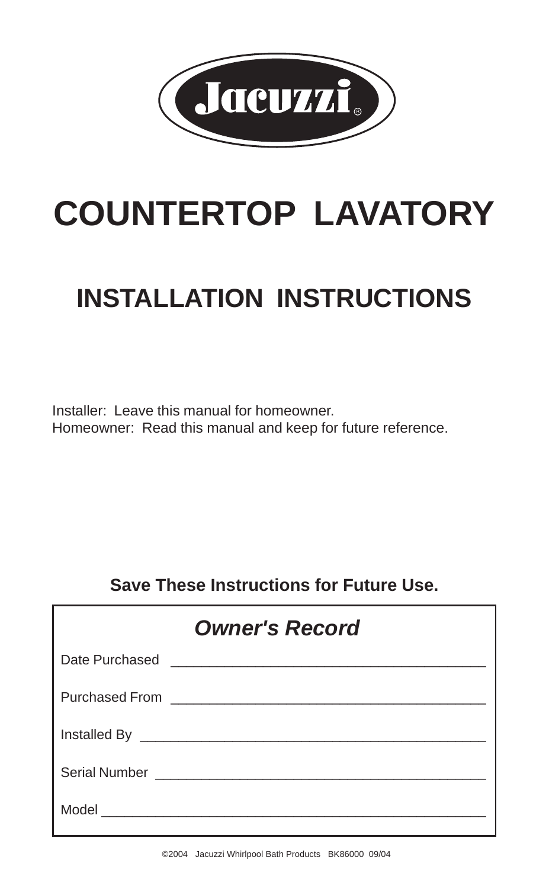Jacuzzi®

# COUNTERTOP LAVATORY

## INSTALLATION INSTRUCTIONS

Installer: Leave this manual for homeowner.
Homeowner: Read this manual and keep for future reference.

**Save These Instructions for Future Use.**

***Owner's Record***

Date Purchased ________________________________________

Purchased From ________________________________________

Installed By ________________________________________

Serial Number ________________________________________

Model ________________________________________

©2004 Jacuzzi Whirlpool Bath Products BK86000 09/04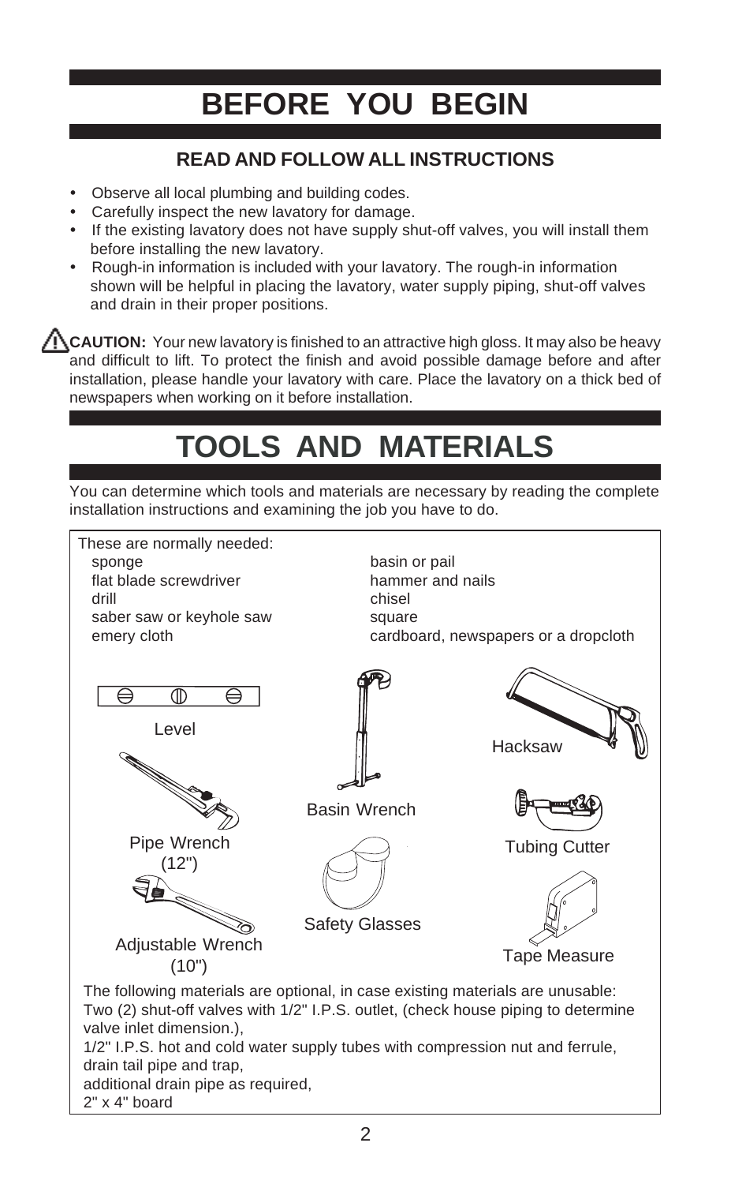# BEFORE YOU BEGIN

## READ AND FOLLOW ALL INSTRUCTIONS

- Observe all local plumbing and building codes.
- Carefully inspect the new lavatory for damage.
- If the existing lavatory does not have supply shut-off valves, you will install them before installing the new lavatory.
- Rough-in information is included with your lavatory. The rough-in information shown will be helpful in placing the lavatory, water supply piping, shut-off valves and drain in their proper positions.

**CAUTION:** Your new lavatory is finished to an attractive high gloss. It may also be heavy and difficult to lift. To protect the finish and avoid possible damage before and after installation, please handle your lavatory with care. Place the lavatory on a thick bed of newspapers when working on it before installation.

# TOOLS AND MATERIALS

You can determine which tools and materials are necessary by reading the complete installation instructions and examining the job you have to do.

These are normally needed:

- sponge
- flat blade screwdriver
- drill
- saber saw or keyhole saw
- emery cloth
- basin or pail
- hammer and nails
- chisel
- square
- cardboard, newspapers or a dropcloth

Level

Pipe Wrench (12")

Adjustable Wrench (10")

Basin Wrench

Safety Glasses

Hacksaw

Tubing Cutter

Tape Measure

The following materials are optional, in case existing materials are unusable:
Two (2) shut-off valves with 1/2" I.P.S. outlet, (check house piping to determine valve inlet dimension.),
1/2" I.P.S. hot and cold water supply tubes with compression nut and ferrule,
drain tail pipe and trap,
additional drain pipe as required,
2" x 4" board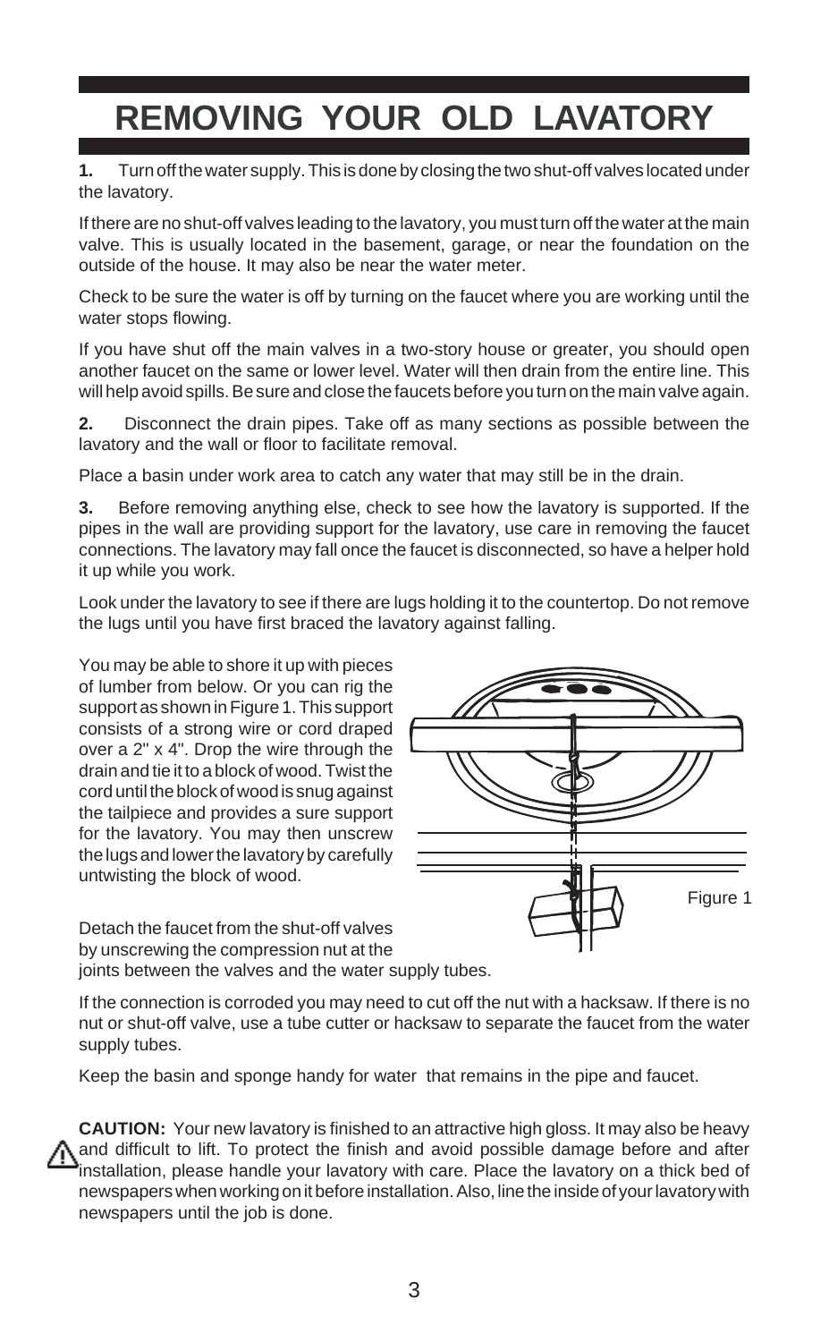# REMOVING YOUR OLD LAVATORY

**1.** Turn off the water supply. This is done by closing the two shut-off valves located under the lavatory.

If there are no shut-off valves leading to the lavatory, you must turn off the water at the main valve. This is usually located in the basement, garage, or near the foundation on the outside of the house. It may also be near the water meter.

Check to be sure the water is off by turning on the faucet where you are working until the water stops flowing.

If you have shut off the main valves in a two-story house or greater, you should open another faucet on the same or lower level. Water will then drain from the entire line. This will help avoid spills. Be sure and close the faucets before you turn on the main valve again.

**2.** Disconnect the drain pipes. Take off as many sections as possible between the lavatory and the wall or floor to facilitate removal.

Place a basin under work area to catch any water that may still be in the drain.

**3.** Before removing anything else, check to see how the lavatory is supported. If the pipes in the wall are providing support for the lavatory, use care in removing the faucet connections. The lavatory may fall once the faucet is disconnected, so have a helper hold it up while you work.

Look under the lavatory to see if there are lugs holding it to the countertop. Do not remove the lugs until you have first braced the lavatory against falling.

You may be able to shore it up with pieces of lumber from below. Or you can rig the support as shown in Figure 1. This support consists of a strong wire or cord draped over a 2" x 4". Drop the wire through the drain and tie it to a block of wood. Twist the cord until the block of wood is snug against the tailpiece and provides a sure support for the lavatory. You may then unscrew the lugs and lower the lavatory by carefully untwisting the block of wood.

Figure 1

Detach the faucet from the shut-off valves by unscrewing the compression nut at the joints between the valves and the water supply tubes.

If the connection is corroded you may need to cut off the nut with a hacksaw. If there is no nut or shut-off valve, use a tube cutter or hacksaw to separate the faucet from the water supply tubes.

Keep the basin and sponge handy for water that remains in the pipe and faucet.

**CAUTION:** Your new lavatory is finished to an attractive high gloss. It may also be heavy and difficult to lift. To protect the finish and avoid possible damage before and after installation, please handle your lavatory with care. Place the lavatory on a thick bed of newspapers when working on it before installation. Also, line the inside of your lavatory with newspapers until the job is done.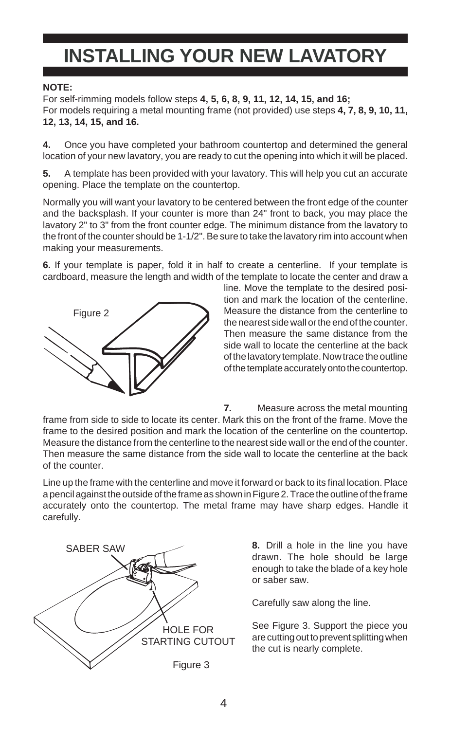# INSTALLING YOUR NEW LAVATORY

**NOTE:**

For self-rimming models follow steps **4, 5, 6, 8, 9, 11, 12, 14, 15, and 16;**
For models requiring a metal mounting frame (not provided) use steps **4, 7, 8, 9, 10, 11, 12, 13, 14, 15, and 16.**

**4.** Once you have completed your bathroom countertop and determined the general location of your new lavatory, you are ready to cut the opening into which it will be placed.

**5.** A template has been provided with your lavatory. This will help you cut an accurate opening. Place the template on the countertop.

Normally you will want your lavatory to be centered between the front edge of the counter and the backsplash. If your counter is more than 24" front to back, you may place the lavatory 2" to 3" from the front counter edge. The minimum distance from the lavatory to the front of the counter should be 1-1/2". Be sure to take the lavatory rim into account when making your measurements.

**6.** If your template is paper, fold it in half to create a centerline. If your template is cardboard, measure the length and width of the template to locate the center and draw a line. Move the template to the desired position and mark the location of the centerline. Measure the distance from the centerline to the nearest side wall or the end of the counter. Then measure the same distance from the side wall to locate the centerline at the back of the lavatory template. Now trace the outline of the template accurately onto the countertop.

Figure 2

**7.** Measure across the metal mounting frame from side to side to locate its center. Mark this on the front of the frame. Move the frame to the desired position and mark the location of the centerline on the countertop. Measure the distance from the centerline to the nearest side wall or the end of the counter. Then measure the same distance from the side wall to locate the centerline at the back of the counter.

Line up the frame with the centerline and move it forward or back to its final location. Place a pencil against the outside of the frame as shown in Figure 2. Trace the outline of the frame accurately onto the countertop. The metal frame may have sharp edges. Handle it carefully.

SABER SAW

HOLE FOR STARTING CUTOUT

Figure 3

**8.** Drill a hole in the line you have drawn. The hole should be large enough to take the blade of a key hole or saber saw.

Carefully saw along the line.

See Figure 3. Support the piece you are cutting out to prevent splitting when the cut is nearly complete.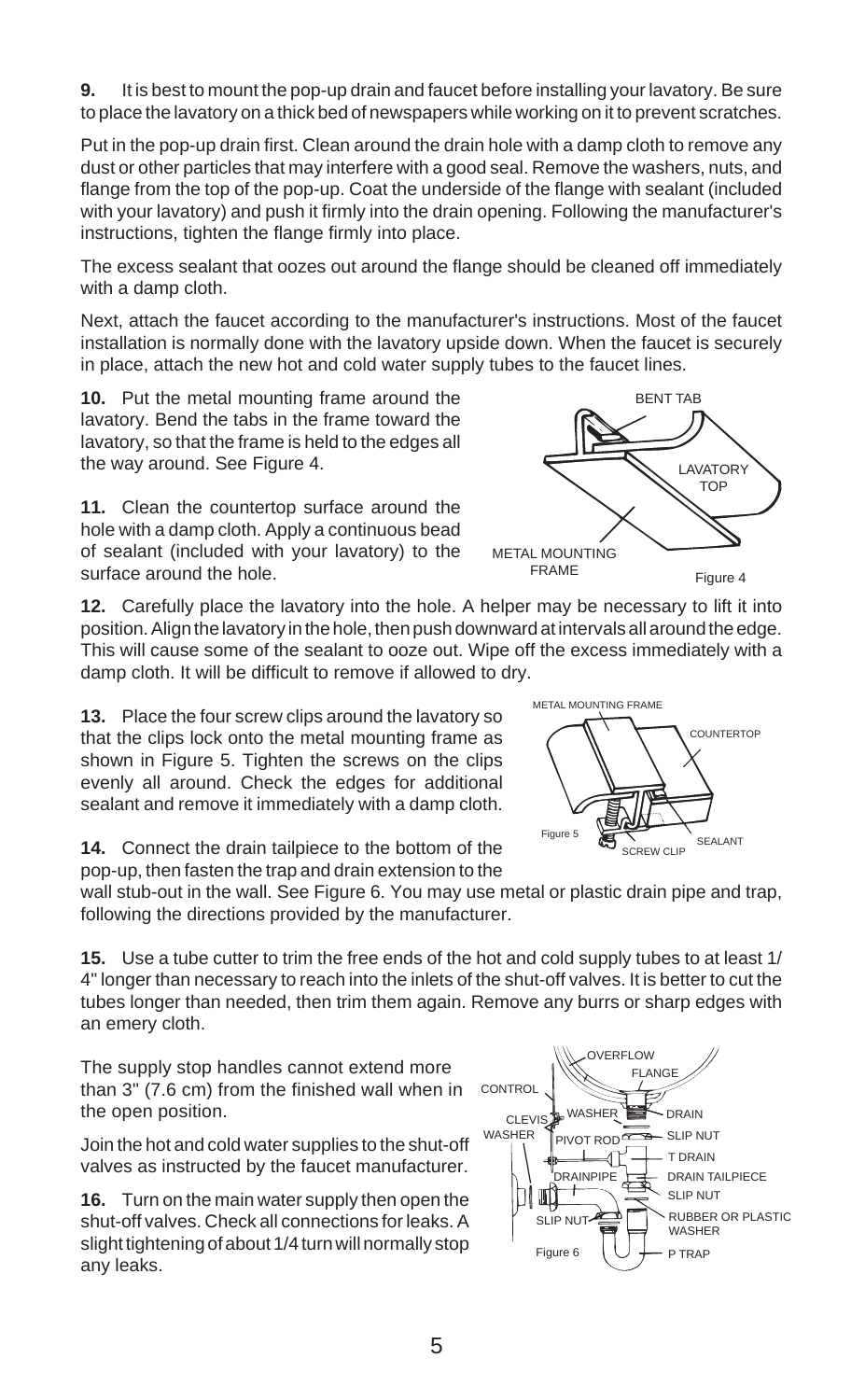**9.** It is best to mount the pop-up drain and faucet before installing your lavatory. Be sure to place the lavatory on a thick bed of newspapers while working on it to prevent scratches.

Put in the pop-up drain first. Clean around the drain hole with a damp cloth to remove any dust or other particles that may interfere with a good seal. Remove the washers, nuts, and flange from the top of the pop-up. Coat the underside of the flange with sealant (included with your lavatory) and push it firmly into the drain opening. Following the manufacturer's instructions, tighten the flange firmly into place.

The excess sealant that oozes out around the flange should be cleaned off immediately with a damp cloth.

Next, attach the faucet according to the manufacturer's instructions. Most of the faucet installation is normally done with the lavatory upside down. When the faucet is securely in place, attach the new hot and cold water supply tubes to the faucet lines.

**10.** Put the metal mounting frame around the lavatory. Bend the tabs in the frame toward the lavatory, so that the frame is held to the edges all the way around. See Figure 4.

BENT TAB

LAVATORY TOP

METAL MOUNTING FRAME

Figure 4

**11.** Clean the countertop surface around the hole with a damp cloth. Apply a continuous bead of sealant (included with your lavatory) to the surface around the hole.

**12.** Carefully place the lavatory into the hole. A helper may be necessary to lift it into position. Align the lavatory in the hole, then push downward at intervals all around the edge. This will cause some of the sealant to ooze out. Wipe off the excess immediately with a damp cloth. It will be difficult to remove if allowed to dry.

**13.** Place the four screw clips around the lavatory so that the clips lock onto the metal mounting frame as shown in Figure 5. Tighten the screws on the clips evenly all around. Check the edges for additional sealant and remove it immediately with a damp cloth.

METAL MOUNTING FRAME

COUNTERTOP

SEALANT

SCREW CLIP

Figure 5

**14.** Connect the drain tailpiece to the bottom of the pop-up, then fasten the trap and drain extension to the wall stub-out in the wall. See Figure 6. You may use metal or plastic drain pipe and trap, following the directions provided by the manufacturer.

**15.** Use a tube cutter to trim the free ends of the hot and cold supply tubes to at least 1/4" longer than necessary to reach into the inlets of the shut-off valves. It is better to cut the tubes longer than needed, then trim them again. Remove any burrs or sharp edges with an emery cloth.

The supply stop handles cannot extend more than 3" (7.6 cm) from the finished wall when in the open position.

Join the hot and cold water supplies to the shut-off valves as instructed by the faucet manufacturer.

**16.** Turn on the main water supply then open the shut-off valves. Check all connections for leaks. A slight tightening of about 1/4 turn will normally stop any leaks.

OVERFLOW

FLANGE

CONTROL

CLEVIS

WASHER

WASHER

DRAIN

PIVOT ROD

SLIP NUT

T DRAIN

DRAINPIPE

DRAIN TAILPIECE

SLIP NUT

SLIP NUT

RUBBER OR PLASTIC WASHER

P TRAP

Figure 6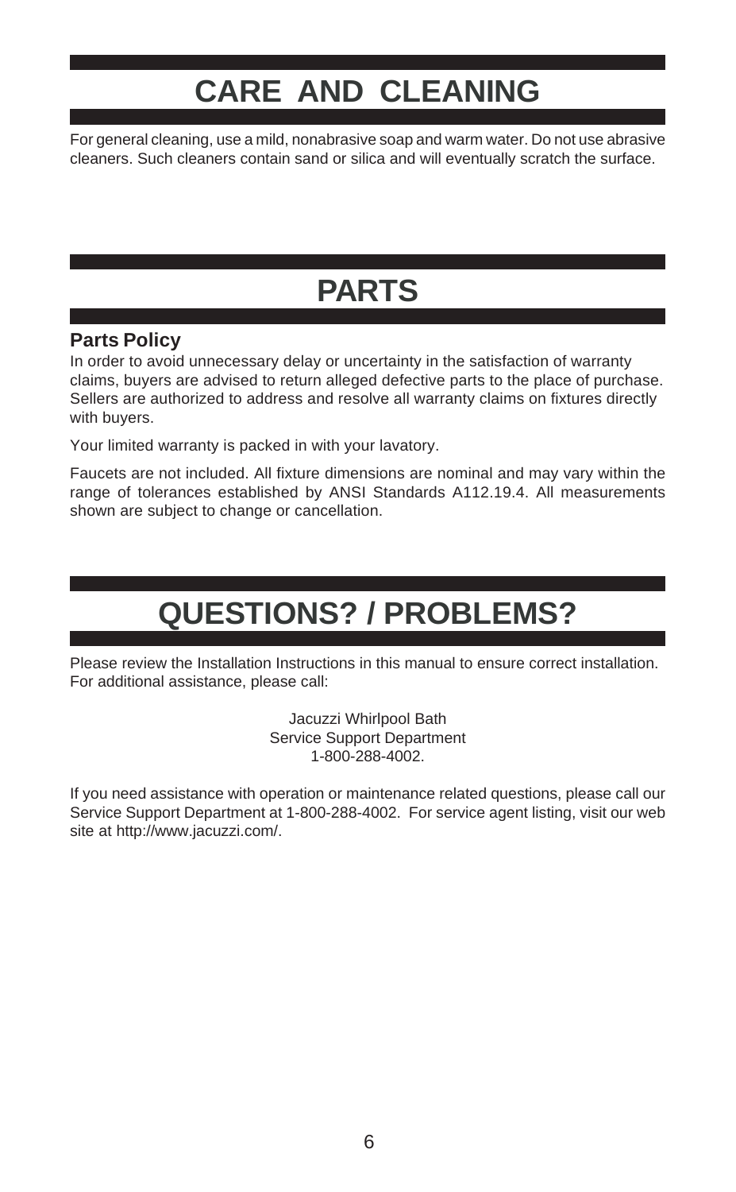# CARE AND CLEANING

For general cleaning, use a mild, nonabrasive soap and warm water. Do not use abrasive cleaners. Such cleaners contain sand or silica and will eventually scratch the surface.

# PARTS

### Parts Policy

In order to avoid unnecessary delay or uncertainty in the satisfaction of warranty claims, buyers are advised to return alleged defective parts to the place of purchase. Sellers are authorized to address and resolve all warranty claims on fixtures directly with buyers.

Your limited warranty is packed in with your lavatory.

Faucets are not included. All fixture dimensions are nominal and may vary within the range of tolerances established by ANSI Standards A112.19.4. All measurements shown are subject to change or cancellation.

# QUESTIONS? / PROBLEMS?

Please review the Installation Instructions in this manual to ensure correct installation. For additional assistance, please call:

Jacuzzi Whirlpool Bath
Service Support Department
1-800-288-4002.

If you need assistance with operation or maintenance related questions, please call our Service Support Department at 1-800-288-4002. For service agent listing, visit our web site at http://www.jacuzzi.com/.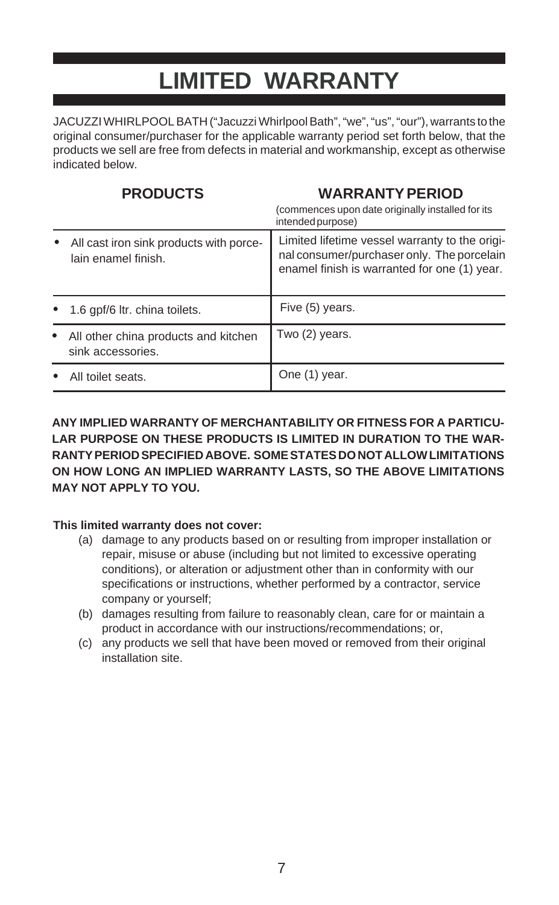# LIMITED WARRANTY

JACUZZI WHIRLPOOL BATH ("Jacuzzi Whirlpool Bath", "we", "us", "our"), warrants to the original consumer/purchaser for the applicable warranty period set forth below, that the products we sell are free from defects in material and workmanship, except as otherwise indicated below.

| PRODUCTS | WARRANTY PERIOD (commences upon date originally installed for its intended purpose) |
|---|---|
| • All cast iron sink products with porcelain enamel finish. | Limited lifetime vessel warranty to the original consumer/purchaser only. The porcelain enamel finish is warranted for one (1) year. |
| • 1.6 gpf/6 ltr. china toilets. | Five (5) years. |
| • All other china products and kitchen sink accessories. | Two (2) years. |
| • All toilet seats. | One (1) year. |

**ANY IMPLIED WARRANTY OF MERCHANTABILITY OR FITNESS FOR A PARTICULAR PURPOSE ON THESE PRODUCTS IS LIMITED IN DURATION TO THE WARRANTY PERIOD SPECIFIED ABOVE. SOME STATES DO NOT ALLOW LIMITATIONS ON HOW LONG AN IMPLIED WARRANTY LASTS, SO THE ABOVE LIMITATIONS MAY NOT APPLY TO YOU.**

**This limited warranty does not cover:**

(a) damage to any products based on or resulting from improper installation or repair, misuse or abuse (including but not limited to excessive operating conditions), or alteration or adjustment other than in conformity with our specifications or instructions, whether performed by a contractor, service company or yourself;

(b) damages resulting from failure to reasonably clean, care for or maintain a product in accordance with our instructions/recommendations; or,

(c) any products we sell that have been moved or removed from their original installation site.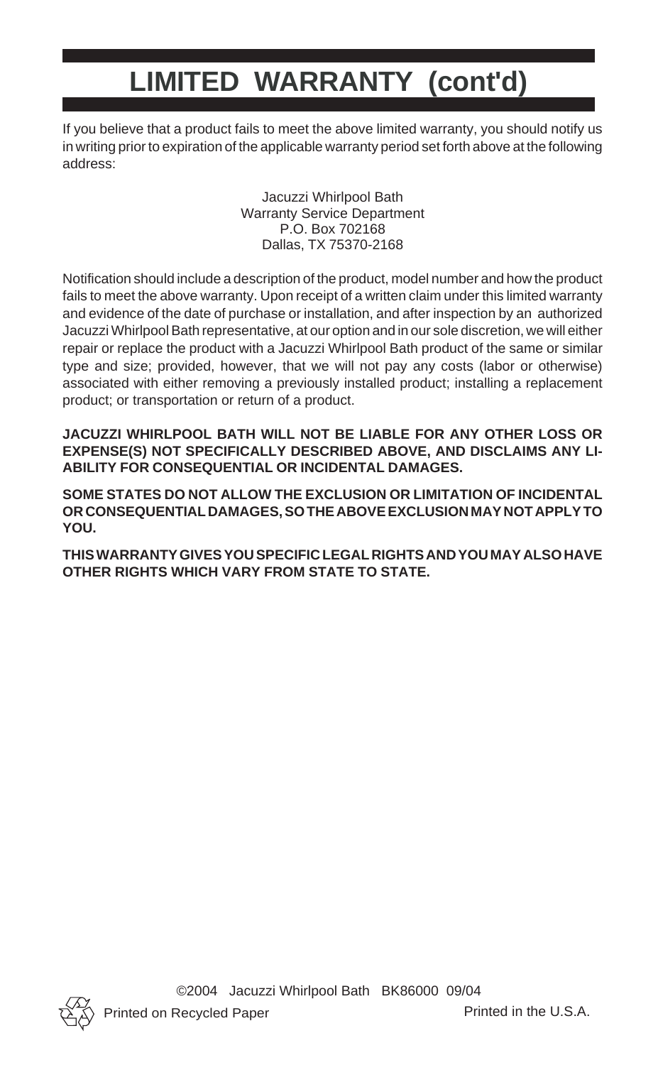# LIMITED WARRANTY (cont'd)

If you believe that a product fails to meet the above limited warranty, you should notify us in writing prior to expiration of the applicable warranty period set forth above at the following address:

Jacuzzi Whirlpool Bath
Warranty Service Department
P.O. Box 702168
Dallas, TX 75370-2168

Notification should include a description of the product, model number and how the product fails to meet the above warranty. Upon receipt of a written claim under this limited warranty and evidence of the date of purchase or installation, and after inspection by an authorized Jacuzzi Whirlpool Bath representative, at our option and in our sole discretion, we will either repair or replace the product with a Jacuzzi Whirlpool Bath product of the same or similar type and size; provided, however, that we will not pay any costs (labor or otherwise) associated with either removing a previously installed product; installing a replacement product; or transportation or return of a product.

**JACUZZI WHIRLPOOL BATH WILL NOT BE LIABLE FOR ANY OTHER LOSS OR EXPENSE(S) NOT SPECIFICALLY DESCRIBED ABOVE, AND DISCLAIMS ANY LIABILITY FOR CONSEQUENTIAL OR INCIDENTAL DAMAGES.**

**SOME STATES DO NOT ALLOW THE EXCLUSION OR LIMITATION OF INCIDENTAL OR CONSEQUENTIAL DAMAGES, SO THE ABOVE EXCLUSION MAY NOT APPLY TO YOU.**

**THIS WARRANTY GIVES YOU SPECIFIC LEGAL RIGHTS AND YOU MAY ALSO HAVE OTHER RIGHTS WHICH VARY FROM STATE TO STATE.**

©2004 Jacuzzi Whirlpool Bath BK86000 09/04

Printed on Recycled Paper

Printed in the U.S.A.